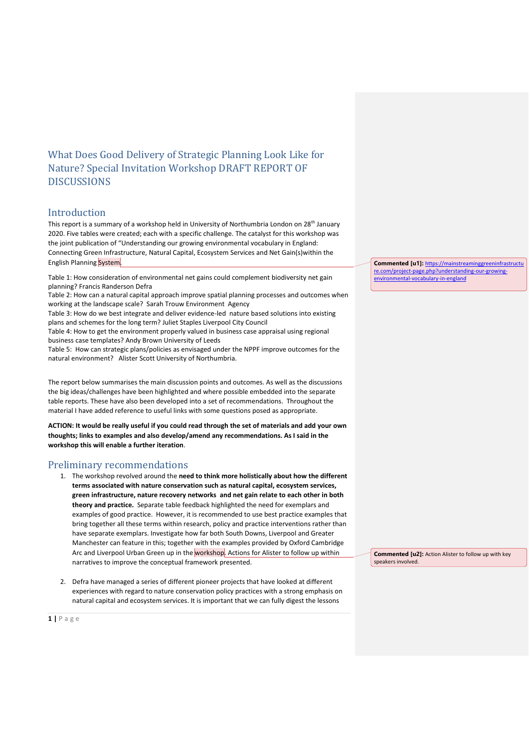# What Does Good Delivery of Strategic Planning Look Like for Nature? Special Invitation Workshop DRAFT REPORT OF DISCUSSIONS

## Introduction

This report is a summary of a workshop held in University of Northumbria London on 28th January 2020. Five tables were created; each with a specific challenge. The catalyst for this workshop was the joint publication of "Understanding our growing environmental vocabulary in England: Connecting Green Infrastructure, Natural Capital, Ecosystem Services and Net Gain(s)within the English Planning System.

**Commented [u1]:** https://mainstreaminggreeninfrastructure.com/project-page.php?understanding-our-growing-environmental-vocabulary-in-england

Table 1: How consideration of environmental net gains could complement biodiversity net gain planning? Francis Randerson Defra
Table 2: How can a natural capital approach improve spatial planning processes and outcomes when working at the landscape scale? Sarah Trouw Environment Agency
Table 3: How do we best integrate and deliver evidence-led nature based solutions into existing plans and schemes for the long term? Juliet Staples Liverpool City Council
Table 4: How to get the environment properly valued in business case appraisal using regional business case templates? Andy Brown University of Leeds
Table 5: How can strategic plans/policies as envisaged under the NPPF improve outcomes for the natural environment? Alister Scott University of Northumbria.

The report below summarises the main discussion points and outcomes. As well as the discussions the big ideas/challenges have been highlighted and where possible embedded into the separate table reports. These have also been developed into a set of recommendations. Throughout the material I have added reference to useful links with some questions posed as appropriate.

**ACTION: It would be really useful if you could read through the set of materials and add your own thoughts; links to examples and also develop/amend any recommendations. As I said in the workshop this will enable a further iteration**.

## Preliminary recommendations

1. The workshop revolved around the **need to think more holistically about how the different terms associated with nature conservation such as natural capital, ecosystem services, green infrastructure, nature recovery networks and net gain relate to each other in both theory and practice.** Separate table feedback highlighted the need for exemplars and examples of good practice. However, it is recommended to use best practice examples that bring together all these terms within research, policy and practice interventions rather than have separate exemplars. Investigate how far both South Downs, Liverpool and Greater Manchester can feature in this; together with the examples provided by Oxford Cambridge Arc and Liverpool Urban Green up in the workshop. Actions for Alister to follow up within narratives to improve the conceptual framework presented.

   **Commented [u2]:** Action Alister to follow up with key speakers involved.

2. Defra have managed a series of different pioneer projects that have looked at different experiences with regard to nature conservation policy practices with a strong emphasis on natural capital and ecosystem services. It is important that we can fully digest the lessons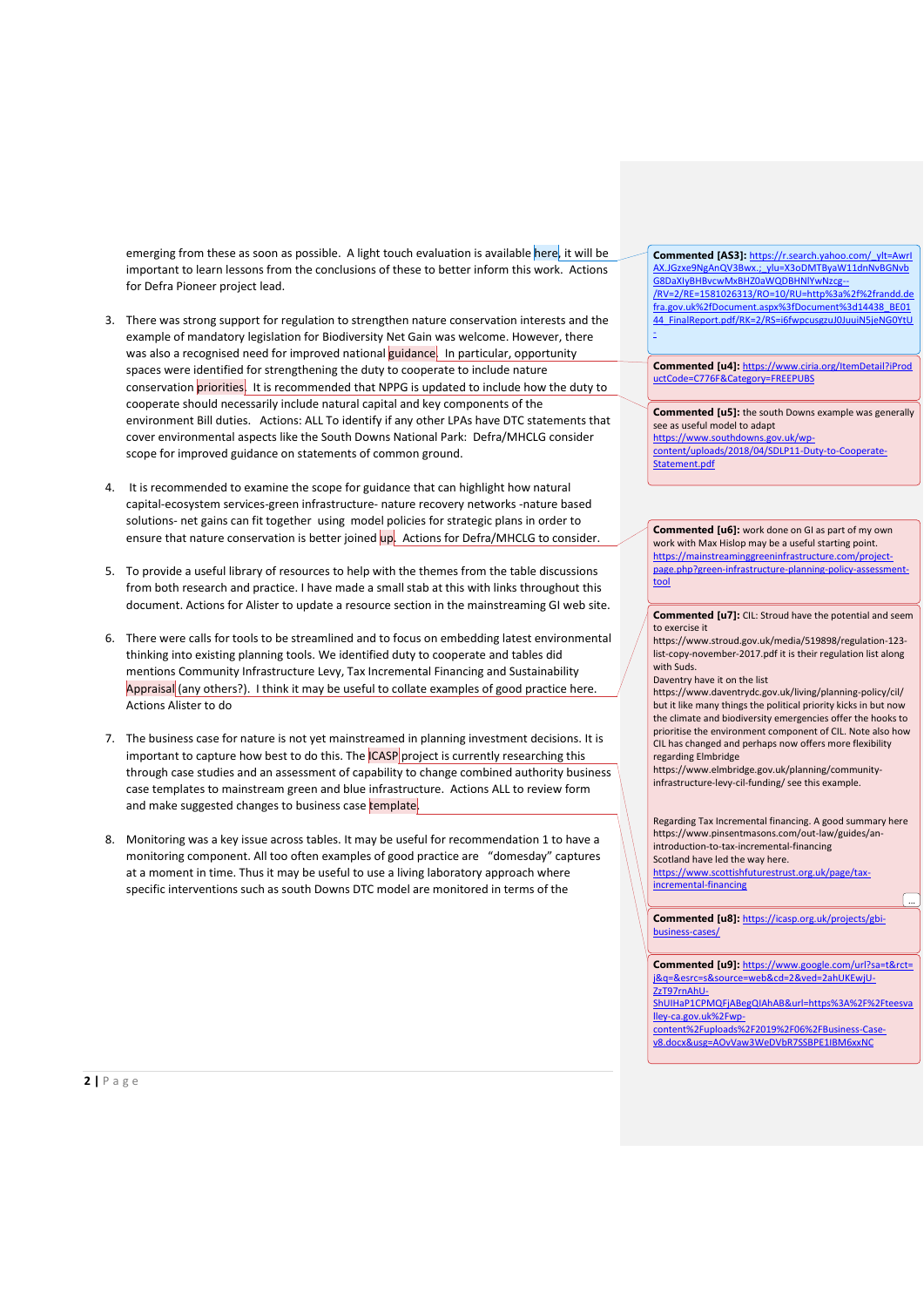emerging from these as soon as possible. A light touch evaluation is available here, it will be important to learn lessons from the conclusions of these to better inform this work. Actions for Defra Pioneer project lead.

3. There was strong support for regulation to strengthen nature conservation interests and the example of mandatory legislation for Biodiversity Net Gain was welcome. However, there was also a recognised need for improved national guidance. In particular, opportunity spaces were identified for strengthening the duty to cooperate to include nature conservation priorities. It is recommended that NPPG is updated to include how the duty to cooperate should necessarily include natural capital and key components of the environment Bill duties. Actions: ALL To identify if any other LPAs have DTC statements that cover environmental aspects like the South Downs National Park: Defra/MHCLG consider scope for improved guidance on statements of common ground.

4. It is recommended to examine the scope for guidance that can highlight how natural capital-ecosystem services-green infrastructure- nature recovery networks -nature based solutions- net gains can fit together using model policies for strategic plans in order to ensure that nature conservation is better joined up. Actions for Defra/MHCLG to consider.

5. To provide a useful library of resources to help with the themes from the table discussions from both research and practice. I have made a small stab at this with links throughout this document. Actions for Alister to update a resource section in the mainstreaming GI web site.

6. There were calls for tools to be streamlined and to focus on embedding latest environmental thinking into existing planning tools. We identified duty to cooperate and tables did mentions Community Infrastructure Levy, Tax Incremental Financing and Sustainability Appraisal (any others?). I think it may be useful to collate examples of good practice here. Actions Alister to do

7. The business case for nature is not yet mainstreamed in planning investment decisions. It is important to capture how best to do this. The ICASP project is currently researching this through case studies and an assessment of capability to change combined authority business case templates to mainstream green and blue infrastructure. Actions ALL to review form and make suggested changes to business case template.

8. Monitoring was a key issue across tables. It may be useful for recommendation 1 to have a monitoring component. All too often examples of good practice are "domesday" captures at a moment in time. Thus it may be useful to use a living laboratory approach where specific interventions such as south Downs DTC model are monitored in terms of the

**Commented [AS3]:** https://r.search.yahoo.com/_ylt=AwrIAX.JGzxe9NgAnQV3Bwx.;_ylu=X3oDMTByaW11dnNvBGNvbG8DaXIyBHBvcwMxBHZ0aWQDBHNlYwNzcg--/RV=2/RE=1581026313/RO=10/RU=http%3a%2f%2frandd.defra.gov.uk%2fDocument.aspx%3fDocument%3d14438_BE0144_FinalReport.pdf/RK=2/RS=i6fwpcusgzuJ0JuuiN5jeNG0YtU-

**Commented [u4]:** https://www.ciria.org/ItemDetail?iProductCode=C776F&Category=FREEPUBS

**Commented [u5]:** the south Downs example was generally see as useful model to adapt https://www.southdowns.gov.uk/wp-content/uploads/2018/04/SDLP11-Duty-to-Cooperate-Statement.pdf

**Commented [u6]:** work done on GI as part of my own work with Max Hislop may be a useful starting point. https://mainstreaminggreeninfrastructure.com/project-page.php?green-infrastructure-planning-policy-assessment-tool

**Commented [u7]:** CIL: Stroud have the potential and seem to exercise it https://www.stroud.gov.uk/media/519898/regulation-123-list-copy-november-2017.pdf it is their regulation list along with Suds.
Daventry have it on the list https://www.daventrydc.gov.uk/living/planning-policy/cil/ but it like many things the political priority kicks in but now the climate and biodiversity emergencies offer the hooks to prioritise the environment component of CIL. Note also how CIL has changed and perhaps now offers more flexibility regarding Elmbridge https://www.elmbridge.gov.uk/planning/community-infrastructure-levy-cil-funding/ see this example.

Regarding Tax Incremental financing. A good summary here https://www.pinsentmasons.com/out-law/guides/an-introduction-to-tax-incremental-financing
Scotland have led the way here. https://www.scottishfuturestrust.org.uk/page/tax-incremental-financing

**Commented [u8]:** https://icasp.org.uk/projects/gbi-business-cases/

**Commented [u9]:** https://www.google.com/url?sa=t&rct=j&q=&esrc=s&source=web&cd=2&ved=2ahUKEwjU-ZzT97rnAhU-ShUIHaP1CPMQFjABegQIAhAB&url=https%3A%2F%2Fteesvalley-ca.gov.uk%2Fwp-content%2Fuploads%2F2019%2F06%2FBusiness-Case-v8.docx&usg=AOvVaw3WeDVbR7SSBPE1IBM6xxNC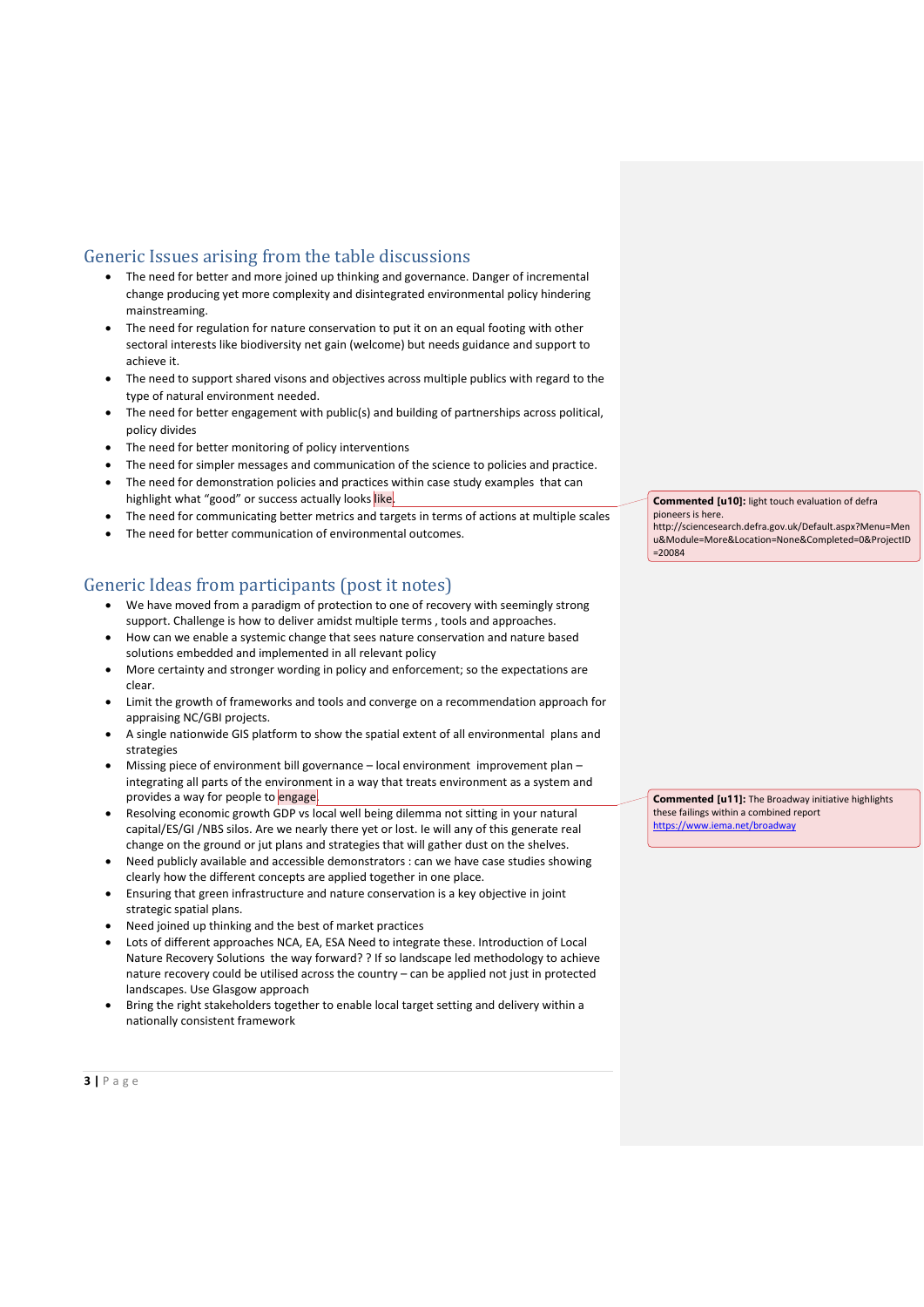## Generic Issues arising from the table discussions

- The need for better and more joined up thinking and governance. Danger of incremental change producing yet more complexity and disintegrated environmental policy hindering mainstreaming.
- The need for regulation for nature conservation to put it on an equal footing with other sectoral interests like biodiversity net gain (welcome) but needs guidance and support to achieve it.
- The need to support shared visons and objectives across multiple publics with regard to the type of natural environment needed.
- The need for better engagement with public(s) and building of partnerships across political, policy divides
- The need for better monitoring of policy interventions
- The need for simpler messages and communication of the science to policies and practice.
- The need for demonstration policies and practices within case study examples that can highlight what "good" or success actually looks like.
- The need for communicating better metrics and targets in terms of actions at multiple scales
- The need for better communication of environmental outcomes.

**Commented [u10]:** light touch evaluation of defra pioneers is here. http://sciencesearch.defra.gov.uk/Default.aspx?Menu=Menu&Module=More&Location=None&Completed=0&ProjectID=20084

## Generic Ideas from participants (post it notes)

- We have moved from a paradigm of protection to one of recovery with seemingly strong support. Challenge is how to deliver amidst multiple terms , tools and approaches.
- How can we enable a systemic change that sees nature conservation and nature based solutions embedded and implemented in all relevant policy
- More certainty and stronger wording in policy and enforcement; so the expectations are clear.
- Limit the growth of frameworks and tools and converge on a recommendation approach for appraising NC/GBI projects.
- A single nationwide GIS platform to show the spatial extent of all environmental plans and strategies
- Missing piece of environment bill governance – local environment improvement plan – integrating all parts of the environment in a way that treats environment as a system and provides a way for people to engage.
- Resolving economic growth GDP vs local well being dilemma not sitting in your natural capital/ES/GI /NBS silos. Are we nearly there yet or lost. Ie will any of this generate real change on the ground or jut plans and strategies that will gather dust on the shelves.
- Need publicly available and accessible demonstrators : can we have case studies showing clearly how the different concepts are applied together in one place.
- Ensuring that green infrastructure and nature conservation is a key objective in joint strategic spatial plans.
- Need joined up thinking and the best of market practices
- Lots of different approaches NCA, EA, ESA Need to integrate these. Introduction of Local Nature Recovery Solutions the way forward? ? If so landscape led methodology to achieve nature recovery could be utilised across the country – can be applied not just in protected landscapes. Use Glasgow approach
- Bring the right stakeholders together to enable local target setting and delivery within a nationally consistent framework

**Commented [u11]:** The Broadway initiative highlights these failings within a combined report https://www.iema.net/broadway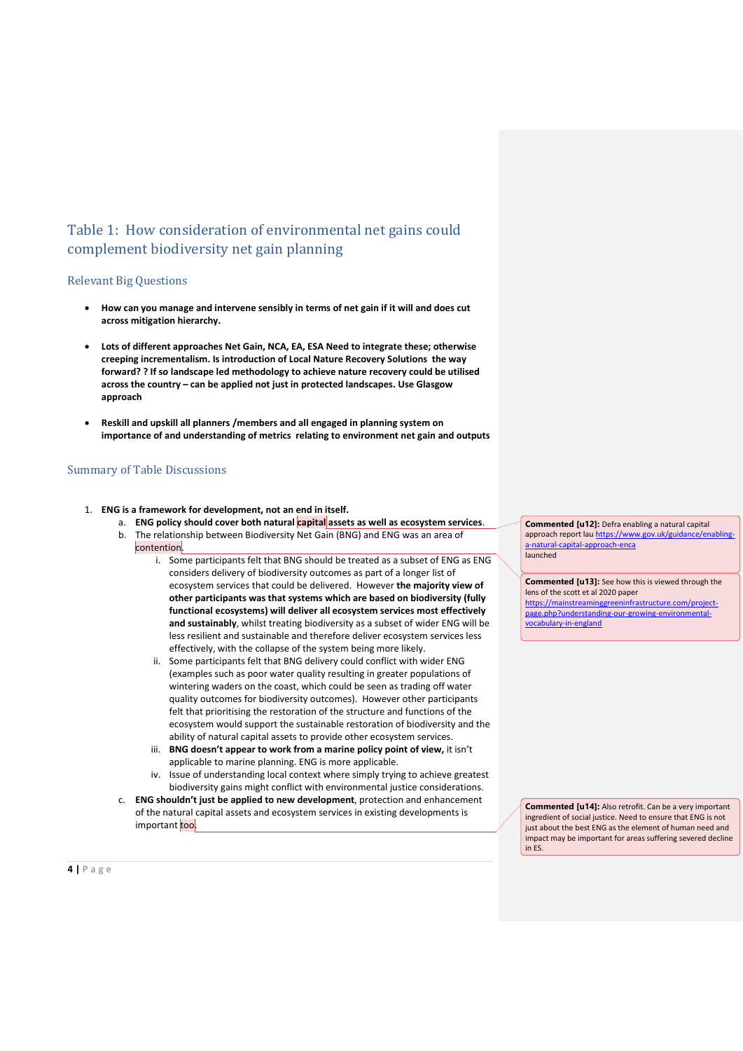## Table 1: How consideration of environmental net gains could complement biodiversity net gain planning

### Relevant Big Questions

- **How can you manage and intervene sensibly in terms of net gain if it will and does cut across mitigation hierarchy.**
- **Lots of different approaches Net Gain, NCA, EA, ESA Need to integrate these; otherwise creeping incrementalism. Is introduction of Local Nature Recovery Solutions the way forward? ? If so landscape led methodology to achieve nature recovery could be utilised across the country – can be applied not just in protected landscapes. Use Glasgow approach**
- **Reskill and upskill all planners /members and all engaged in planning system on importance of and understanding of metrics relating to environment net gain and outputs**

### Summary of Table Discussions

1. **ENG is a framework for development, not an end in itself.**
   a. **ENG policy should cover both natural capital assets as well as ecosystem services**.
   b. The relationship between Biodiversity Net Gain (BNG) and ENG was an area of contention.
      i. Some participants felt that BNG should be treated as a subset of ENG as ENG considers delivery of biodiversity outcomes as part of a longer list of ecosystem services that could be delivered. However **the majority view of other participants was that systems which are based on biodiversity (fully functional ecosystems) will deliver all ecosystem services most effectively and sustainably**, whilst treating biodiversity as a subset of wider ENG will be less resilient and sustainable and therefore deliver ecosystem services less effectively, with the collapse of the system being more likely.
      ii. Some participants felt that BNG delivery could conflict with wider ENG (examples such as poor water quality resulting in greater populations of wintering waders on the coast, which could be seen as trading off water quality outcomes for biodiversity outcomes). However other participants felt that prioritising the restoration of the structure and functions of the ecosystem would support the sustainable restoration of biodiversity and the ability of natural capital assets to provide other ecosystem services.
      iii. **BNG doesn't appear to work from a marine policy point of view,** it isn't applicable to marine planning. ENG is more applicable.
      iv. Issue of understanding local context where simply trying to achieve greatest biodiversity gains might conflict with environmental justice considerations.
   c. **ENG shouldn't just be applied to new development**, protection and enhancement of the natural capital assets and ecosystem services in existing developments is important too.

**Commented [u12]:** Defra enabling a natural capital approach report lau https://www.gov.uk/guidance/enabling-a-natural-capital-approach-enca launched

**Commented [u13]:** See how this is viewed through the lens of the scott et al 2020 paper https://mainstreaminggreeninfrastructure.com/project-page.php?understanding-our-growing-environmental-vocabulary-in-england

**Commented [u14]:** Also retrofit. Can be a very important ingredient of social justice. Need to ensure that ENG is not just about the best ENG as the element of human need and impact may be important for areas suffering severed decline in ES.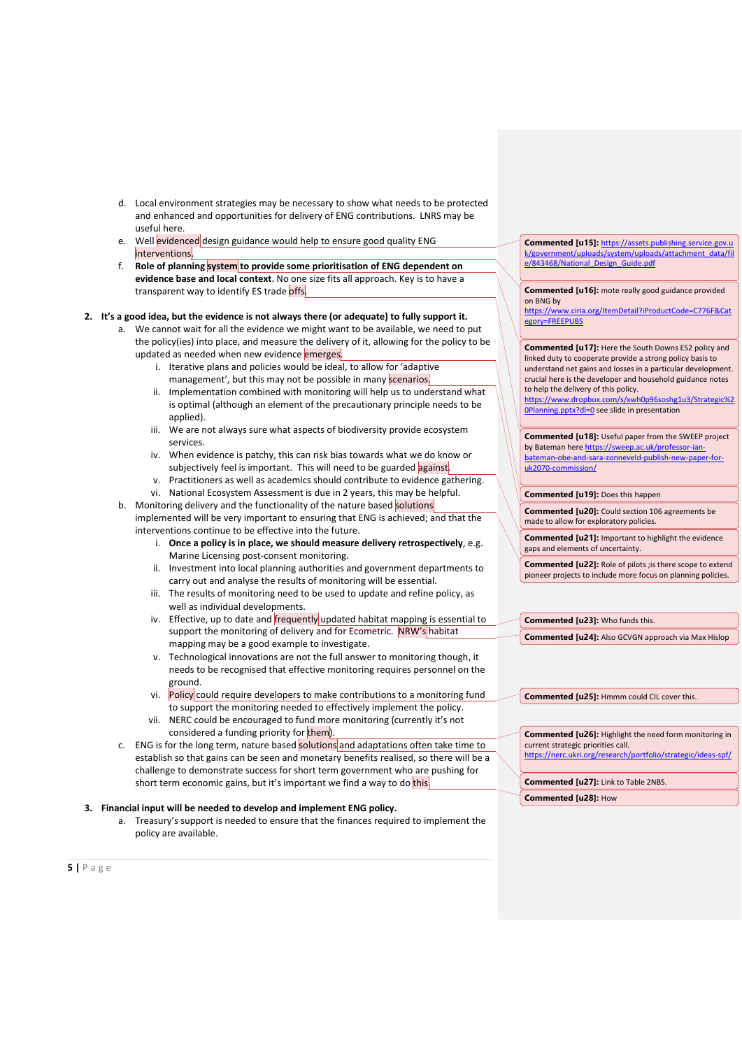d. Local environment strategies may be necessary to show what needs to be protected and enhanced and opportunities for delivery of ENG contributions. LNRS may be useful here.

e. Well evidenced design guidance would help to ensure good quality ENG interventions.

f. **Role of planning system to provide some prioritisation of ENG dependent on evidence base and local context**. No one size fits all approach. Key is to have a transparent way to identify ES trade offs.

2. **It's a good idea, but the evidence is not always there (or adequate) to fully support it.**

   a. We cannot wait for all the evidence we might want to be available, we need to put the policy(ies) into place, and measure the delivery of it, allowing for the policy to be updated as needed when new evidence emerges.

      i. Iterative plans and policies would be ideal, to allow for 'adaptive management', but this may not be possible in many scenarios.

      ii. Implementation combined with monitoring will help us to understand what is optimal (although an element of the precautionary principle needs to be applied).

      iii. We are not always sure what aspects of biodiversity provide ecosystem services.

      iv. When evidence is patchy, this can risk bias towards what we do know or subjectively feel is important. This will need to be guarded against.

      v. Practitioners as well as academics should contribute to evidence gathering.

      vi. National Ecosystem Assessment is due in 2 years, this may be helpful.

   b. Monitoring delivery and the functionality of the nature based solutions implemented will be very important to ensuring that ENG is achieved; and that the interventions continue to be effective into the future.

      i. **Once a policy is in place, we should measure delivery retrospectively**, e.g. Marine Licensing post-consent monitoring.

      ii. Investment into local planning authorities and government departments to carry out and analyse the results of monitoring will be essential.

      iii. The results of monitoring need to be used to update and refine policy, as well as individual developments.

      iv. Effective, up to date and frequently updated habitat mapping is essential to support the monitoring of delivery and for Ecometric. NRW's habitat mapping may be a good example to investigate.

      v. Technological innovations are not the full answer to monitoring though, it needs to be recognised that effective monitoring requires personnel on the ground.

      vi. Policy could require developers to make contributions to a monitoring fund to support the monitoring needed to effectively implement the policy.

      vii. NERC could be encouraged to fund more monitoring (currently it's not considered a funding priority for them).

   c. ENG is for the long term, nature based solutions and adaptations often take time to establish so that gains can be seen and monetary benefits realised, so there will be a challenge to demonstrate success for short term government who are pushing for short term economic gains, but it's important we find a way to do this.

3. **Financial input will be needed to develop and implement ENG policy.**

   a. Treasury's support is needed to ensure that the finances required to implement the policy are available.

---

**Commented [u15]:** https://assets.publishing.service.gov.uk/government/uploads/system/uploads/attachment_data/file/843468/National_Design_Guide.pdf

**Commented [u16]:** mote really good guidance provided on BNG by https://www.ciria.org/ItemDetail?iProductCode=C776F&Category=FREEPUBS

**Commented [u17]:** Here the South Downs ES2 policy and linked duty to cooperate provide a strong policy basis to understand net gains and losses in a particular development. crucial here is the developer and household guidance notes to help the delivery of this policy. https://www.dropbox.com/s/xwh0p96soshg1u3/Strategic%20Planning.pptx?dl=0 see slide in presentation

**Commented [u18]:** Useful paper from the SWEEP project by Bateman here https://sweep.ac.uk/professor-ian-bateman-obe-and-sara-zonneveld-publish-new-paper-for-uk2070-commission/

**Commented [u19]:** Does this happen

**Commented [u20]:** Could section 106 agreements be made to allow for exploratory policies.

**Commented [u21]:** Important to highlight the evidence gaps and elements of uncertainty.

**Commented [u22]:** Role of pilots ;is there scope to extend pioneer projects to include more focus on planning policies.

**Commented [u23]:** Who funds this.

**Commented [u24]:** Also GCVGN approach via Max Hislop

**Commented [u25]:** Hmmm could CIL cover this.

**Commented [u26]:** Highlight the need form monitoring in current strategic priorities call. https://nerc.ukri.org/research/portfolio/strategic/ideas-spf/

**Commented [u27]:** Link to Table 2NBS.

**Commented [u28]:** How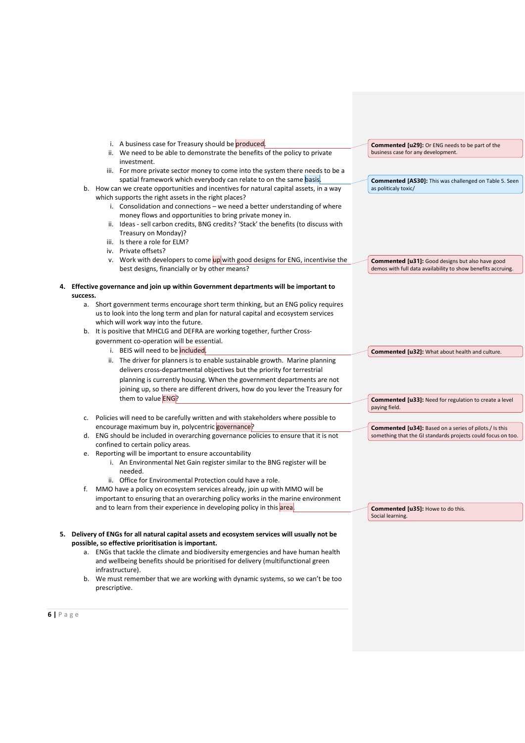i. A business case for Treasury should be produced.
ii. We need to be able to demonstrate the benefits of the policy to private investment.
iii. For more private sector money to come into the system there needs to be a spatial framework which everybody can relate to on the same basis.

b. How can we create opportunities and incentives for natural capital assets, in a way which supports the right assets in the right places?
   i. Consolidation and connections – we need a better understanding of where money flows and opportunities to bring private money in.
   ii. Ideas - sell carbon credits, BNG credits? 'Stack' the benefits (to discuss with Treasury on Monday)?
   iii. Is there a role for ELM?
   iv. Private offsets?
   v. Work with developers to come up with good designs for ENG, incentivise the best designs, financially or by other means?

4. **Effective governance and join up within Government departments will be important to success.**
   a. Short government terms encourage short term thinking, but an ENG policy requires us to look into the long term and plan for natural capital and ecosystem services which will work way into the future.
   b. It is positive that MHCLG and DEFRA are working together, further Cross-government co-operation will be essential.
      i. BEIS will need to be included.
      ii. The driver for planners is to enable sustainable growth. Marine planning delivers cross-departmental objectives but the priority for terrestrial planning is currently housing. When the government departments are not joining up, so there are different drivers, how do you lever the Treasury for them to value ENG?
   c. Policies will need to be carefully written and with stakeholders where possible to encourage maximum buy in, polycentric governance?
   d. ENG should be included in overarching governance policies to ensure that it is not confined to certain policy areas.
   e. Reporting will be important to ensure accountability
      i. An Environmental Net Gain register similar to the BNG register will be needed.
      ii. Office for Environmental Protection could have a role.
   f. MMO have a policy on ecosystem services already, join up with MMO will be important to ensuring that an overarching policy works in the marine environment and to learn from their experience in developing policy in this area.

5. **Delivery of ENGs for all natural capital assets and ecosystem services will usually not be possible, so effective prioritisation is important.**
   a. ENGs that tackle the climate and biodiversity emergencies and have human health and wellbeing benefits should be prioritised for delivery (multifunctional green infrastructure).
   b. We must remember that we are working with dynamic systems, so we can't be too prescriptive.

**Commented [u29]:** Or ENG needs to be part of the business case for any development.

**Commented [AS30]:** This was challenged on Table 5. Seen as politicaly toxic/

**Commented [u31]:** Good designs but also have good demos with full data availability to show benefits accruing.

**Commented [u32]:** What about health and culture.

**Commented [u33]:** Need for regulation to create a level paying field.

**Commented [u34]:** Based on a series of pilots./ Is this something that the GI standards projects could focus on too.

**Commented [u35]:** Howe to do this. Social learning.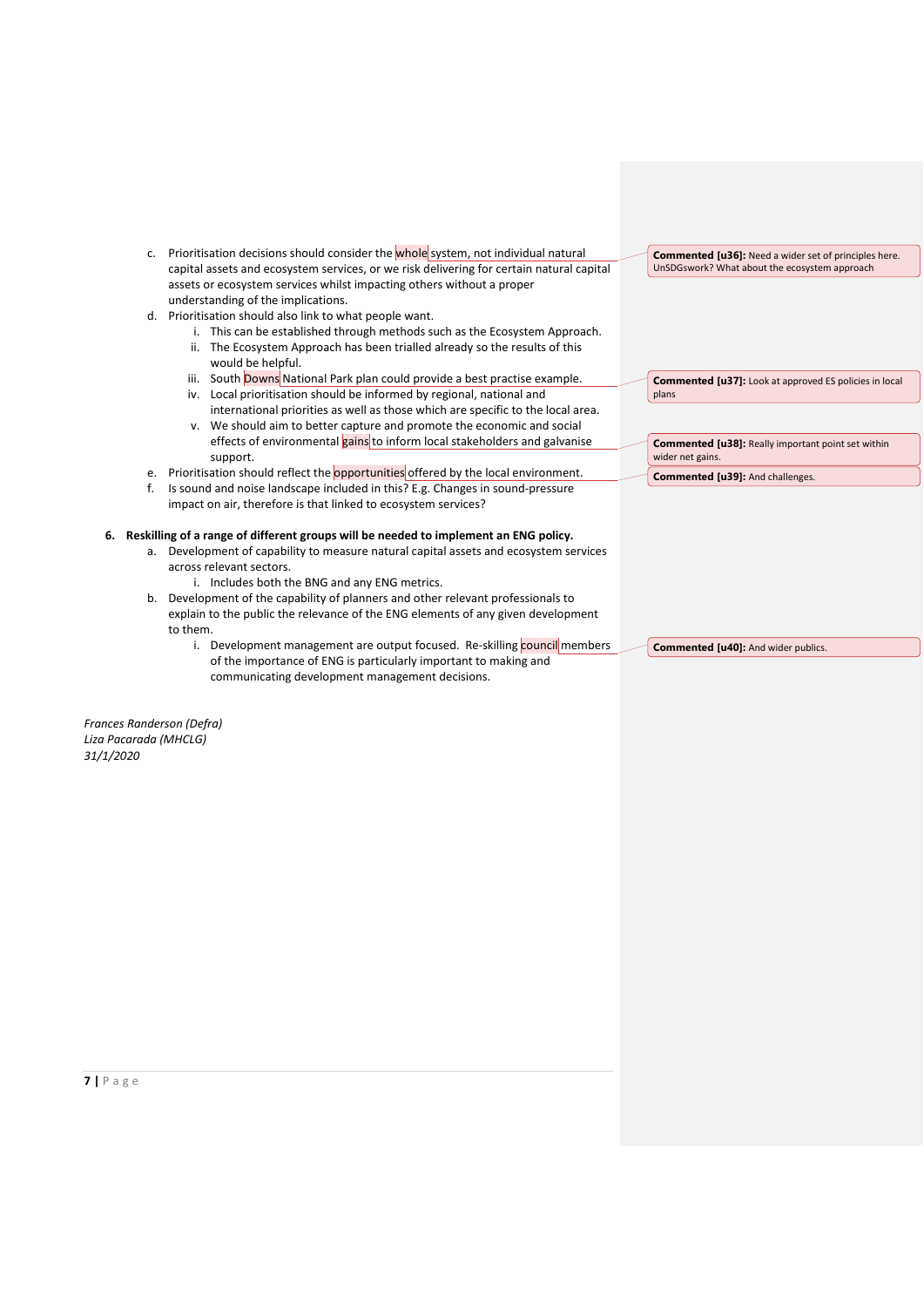c. Prioritisation decisions should consider the whole system, not individual natural capital assets and ecosystem services, or we risk delivering for certain natural capital assets or ecosystem services whilst impacting others without a proper understanding of the implications.

d. Prioritisation should also link to what people want.
   - i. This can be established through methods such as the Ecosystem Approach.
   - ii. The Ecosystem Approach has been trialled already so the results of this would be helpful.
   - iii. South Downs National Park plan could provide a best practise example.
   - iv. Local prioritisation should be informed by regional, national and international priorities as well as those which are specific to the local area.
   - v. We should aim to better capture and promote the economic and social effects of environmental gains to inform local stakeholders and galvanise support.

e. Prioritisation should reflect the opportunities offered by the local environment.

f. Is sound and noise landscape included in this? E.g. Changes in sound-pressure impact on air, therefore is that linked to ecosystem services?

**6. Reskilling of a range of different groups will be needed to implement an ENG policy.**

a. Development of capability to measure natural capital assets and ecosystem services across relevant sectors.
   - i. Includes both the BNG and any ENG metrics.

b. Development of the capability of planners and other relevant professionals to explain to the public the relevance of the ENG elements of any given development to them.
   - i. Development management are output focused. Re-skilling council members of the importance of ENG is particularly important to making and communicating development management decisions.

*Frances Randerson (Defra)*
*Liza Pacarada (MHCLG)*
*31/1/2020*

**Commented [u36]:** Need a wider set of principles here. UnSDGswork? What about the ecosystem approach

**Commented [u37]:** Look at approved ES policies in local plans

**Commented [u38]:** Really important point set within wider net gains.

**Commented [u39]:** And challenges.

**Commented [u40]:** And wider publics.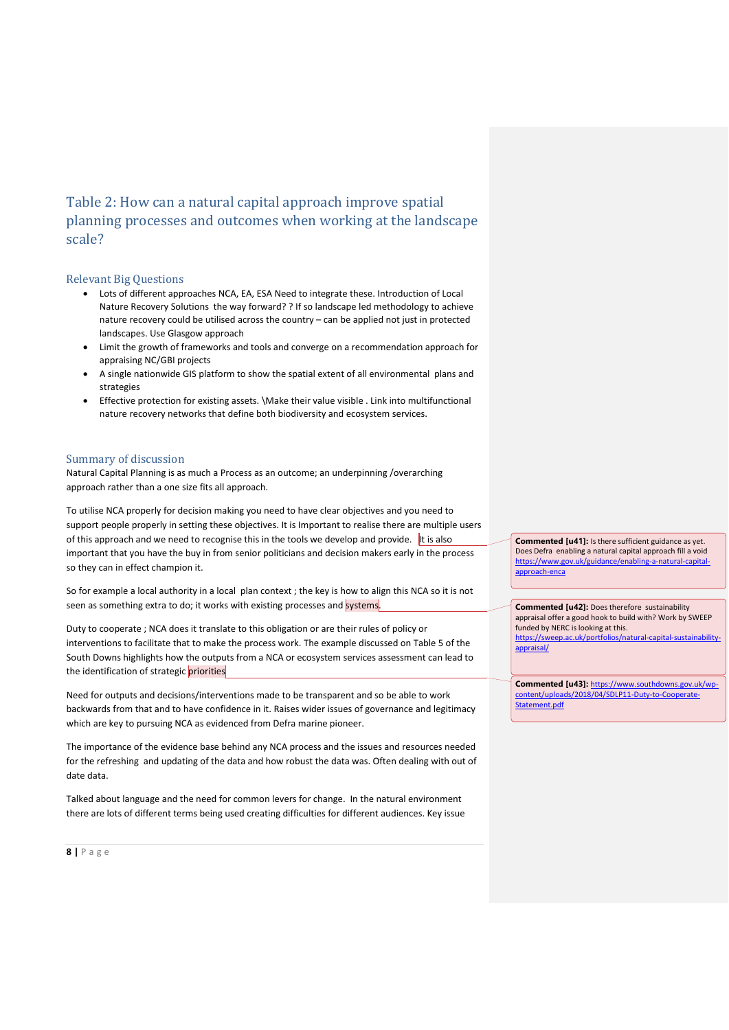## Table 2: How can a natural capital approach improve spatial planning processes and outcomes when working at the landscape scale?

### Relevant Big Questions

- Lots of different approaches NCA, EA, ESA Need to integrate these. Introduction of Local Nature Recovery Solutions the way forward? ? If so landscape led methodology to achieve nature recovery could be utilised across the country – can be applied not just in protected landscapes. Use Glasgow approach
- Limit the growth of frameworks and tools and converge on a recommendation approach for appraising NC/GBI projects
- A single nationwide GIS platform to show the spatial extent of all environmental plans and strategies
- Effective protection for existing assets. \Make their value visible . Link into multifunctional nature recovery networks that define both biodiversity and ecosystem services.

### Summary of discussion

Natural Capital Planning is as much a Process as an outcome; an underpinning /overarching approach rather than a one size fits all approach.

To utilise NCA properly for decision making you need to have clear objectives and you need to support people properly in setting these objectives. It is Important to realise there are multiple users of this approach and we need to recognise this in the tools we develop and provide. It is also important that you have the buy in from senior politicians and decision makers early in the process so they can in effect champion it.

So for example a local authority in a local plan context ; the key is how to align this NCA so it is not seen as something extra to do; it works with existing processes and systems.

Duty to cooperate ; NCA does it translate to this obligation or are their rules of policy or interventions to facilitate that to make the process work. The example discussed on Table 5 of the South Downs highlights how the outputs from a NCA or ecosystem services assessment can lead to the identification of strategic priorities

Need for outputs and decisions/interventions made to be transparent and so be able to work backwards from that and to have confidence in it. Raises wider issues of governance and legitimacy which are key to pursuing NCA as evidenced from Defra marine pioneer.

The importance of the evidence base behind any NCA process and the issues and resources needed for the refreshing and updating of the data and how robust the data was. Often dealing with out of date data.

Talked about language and the need for common levers for change. In the natural environment there are lots of different terms being used creating difficulties for different audiences. Key issue

**Commented [u41]:** Is there sufficient guidance as yet. Does Defra enabling a natural capital approach fill a void https://www.gov.uk/guidance/enabling-a-natural-capital-approach-enca

**Commented [u42]:** Does therefore sustainability appraisal offer a good hook to build with? Work by SWEEP funded by NERC is looking at this. https://sweep.ac.uk/portfolios/natural-capital-sustainability-appraisal/

**Commented [u43]:** https://www.southdowns.gov.uk/wp-content/uploads/2018/04/SDLP11-Duty-to-Cooperate-Statement.pdf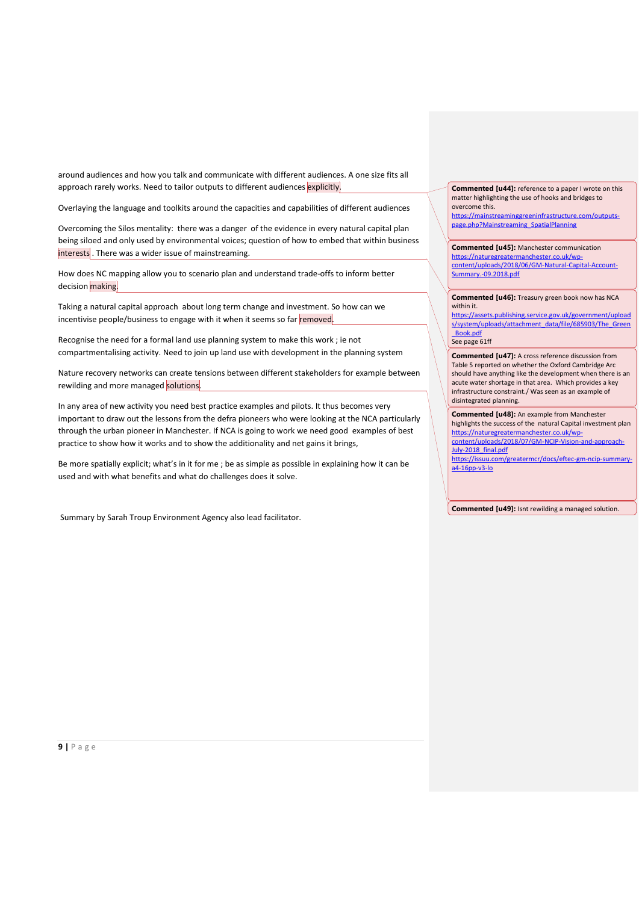around audiences and how you talk and communicate with different audiences. A one size fits all approach rarely works. Need to tailor outputs to different audiences explicitly.

Overlaying the language and toolkits around the capacities and capabilities of different audiences

Overcoming the Silos mentality: there was a danger of the evidence in every natural capital plan being siloed and only used by environmental voices; question of how to embed that within business interests. There was a wider issue of mainstreaming.

How does NC mapping allow you to scenario plan and understand trade-offs to inform better decision making.

Taking a natural capital approach about long term change and investment. So how can we incentivise people/business to engage with it when it seems so far removed.

Recognise the need for a formal land use planning system to make this work ; ie not compartmentalising activity. Need to join up land use with development in the planning system

Nature recovery networks can create tensions between different stakeholders for example between rewilding and more managed solutions.

In any area of new activity you need best practice examples and pilots. It thus becomes very important to draw out the lessons from the defra pioneers who were looking at the NCA particularly through the urban pioneer in Manchester. If NCA is going to work we need good examples of best practice to show how it works and to show the additionality and net gains it brings,

Be more spatially explicit; what's in it for me ; be as simple as possible in explaining how it can be used and with what benefits and what do challenges does it solve.

Summary by Sarah Troup Environment Agency also lead facilitator.

**Commented [u44]:** reference to a paper I wrote on this matter highlighting the use of hooks and bridges to overcome this. https://mainstreaminggreeninfrastructure.com/outputs-page.php?Mainstreaming_SpatialPlanning

**Commented [u45]:** Manchester communication https://naturegreatermanchester.co.uk/wp-content/uploads/2018/06/GM-Natural-Capital-Account-Summary.-09.2018.pdf

**Commented [u46]:** Treasury green book now has NCA within it. https://assets.publishing.service.gov.uk/government/uploads/system/uploads/attachment_data/file/685903/The_Green_Book.pdf See page 61ff

**Commented [u47]:** A cross reference discussion from Table 5 reported on whether the Oxford Cambridge Arc should have anything like the development when there is an acute water shortage in that area. Which provides a key infrastructure constraint./ Was seen as an example of disintegrated planning.

**Commented [u48]:** An example from Manchester highlights the success of the natural Capital investment plan https://naturegreatermanchester.co.uk/wp-content/uploads/2018/07/GM-NCIP-Vision-and-approach-July-2018_final.pdf https://issuu.com/greatermcr/docs/eftec-gm-ncip-summary-a4-16pp-v3-lo

**Commented [u49]:** Isnt rewilding a managed solution.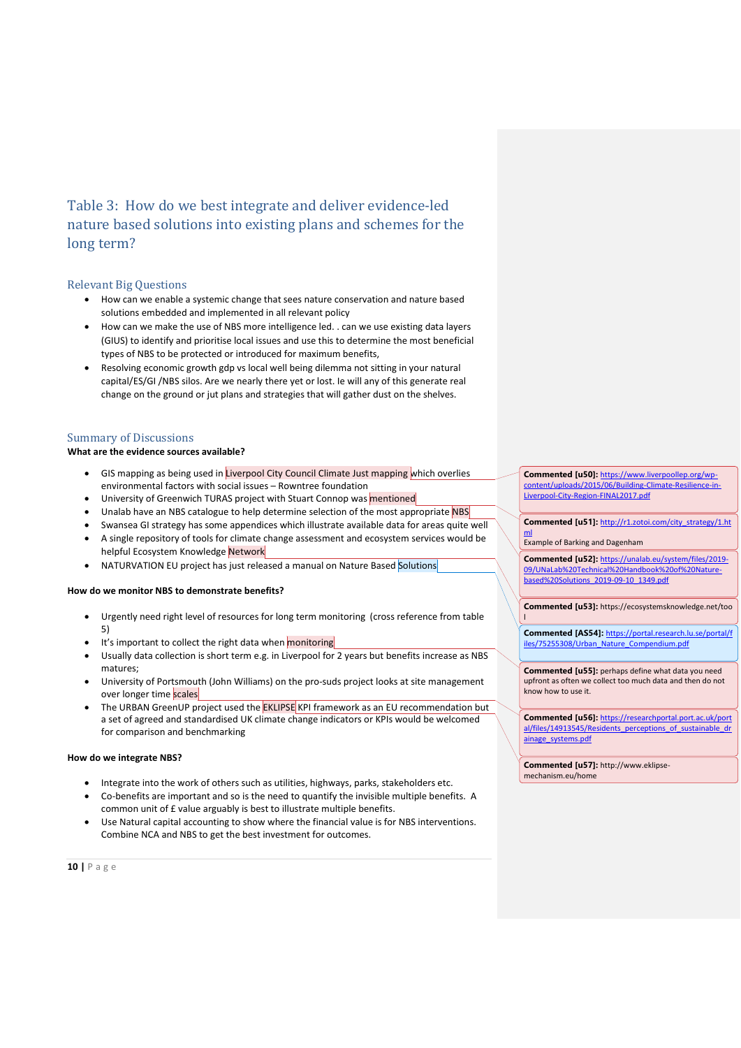## Table 3: How do we best integrate and deliver evidence-led nature based solutions into existing plans and schemes for the long term?

### Relevant Big Questions

- How can we enable a systemic change that sees nature conservation and nature based solutions embedded and implemented in all relevant policy
- How can we make the use of NBS more intelligence led. . can we use existing data layers (GIUS) to identify and prioritise local issues and use this to determine the most beneficial types of NBS to be protected or introduced for maximum benefits,
- Resolving economic growth gdp vs local well being dilemma not sitting in your natural capital/ES/GI /NBS silos. Are we nearly there yet or lost. Ie will any of this generate real change on the ground or jut plans and strategies that will gather dust on the shelves.

### Summary of Discussions

**What are the evidence sources available?**

- GIS mapping as being used in Liverpool City Council Climate Just mapping which overlies environmental factors with social issues – Rowntree foundation
- University of Greenwich TURAS project with Stuart Connop was mentioned
- Unalab have an NBS catalogue to help determine selection of the most appropriate NBS
- Swansea GI strategy has some appendices which illustrate available data for areas quite well
- A single repository of tools for climate change assessment and ecosystem services would be helpful Ecosystem Knowledge Network
- NATURVATION EU project has just released a manual on Nature Based Solutions

**How do we monitor NBS to demonstrate benefits?**

- Urgently need right level of resources for long term monitoring (cross reference from table 5)
- It's important to collect the right data when monitoring
- Usually data collection is short term e.g. in Liverpool for 2 years but benefits increase as NBS matures;
- University of Portsmouth (John Williams) on the pro-suds project looks at site management over longer time scales
- The URBAN GreenUP project used the EKLIPSE KPI framework as an EU recommendation but a set of agreed and standardised UK climate change indicators or KPIs would be welcomed for comparison and benchmarking

**How do we integrate NBS?**

- Integrate into the work of others such as utilities, highways, parks, stakeholders etc.
- Co-benefits are important and so is the need to quantify the invisible multiple benefits. A common unit of £ value arguably is best to illustrate multiple benefits.
- Use Natural capital accounting to show where the financial value is for NBS interventions. Combine NCA and NBS to get the best investment for outcomes.

**Commented [u50]:** https://www.liverpoollep.org/wp-content/uploads/2015/06/Building-Climate-Resilience-in-Liverpool-City-Region-FINAL2017.pdf

**Commented [u51]:** http://r1.zotoi.com/city_strategy/1.html
Example of Barking and Dagenham

**Commented [u52]:** https://unalab.eu/system/files/2019-09/UNaLab%20Technical%20Handbook%20of%20Nature-based%20Solutions_2019-09-10_1349.pdf

**Commented [u53]:** https://ecosystemsknowledge.net/tool

**Commented [AS54]:** https://portal.research.lu.se/portal/files/75255308/Urban_Nature_Compendium.pdf

**Commented [u55]:** perhaps define what data you need upfront as often we collect too much data and then do not know how to use it.

**Commented [u56]:** https://researchportal.port.ac.uk/portal/files/14913545/Residents_perceptions_of_sustainable_drainage_systems.pdf

**Commented [u57]:** http://www.eklipse-mechanism.eu/home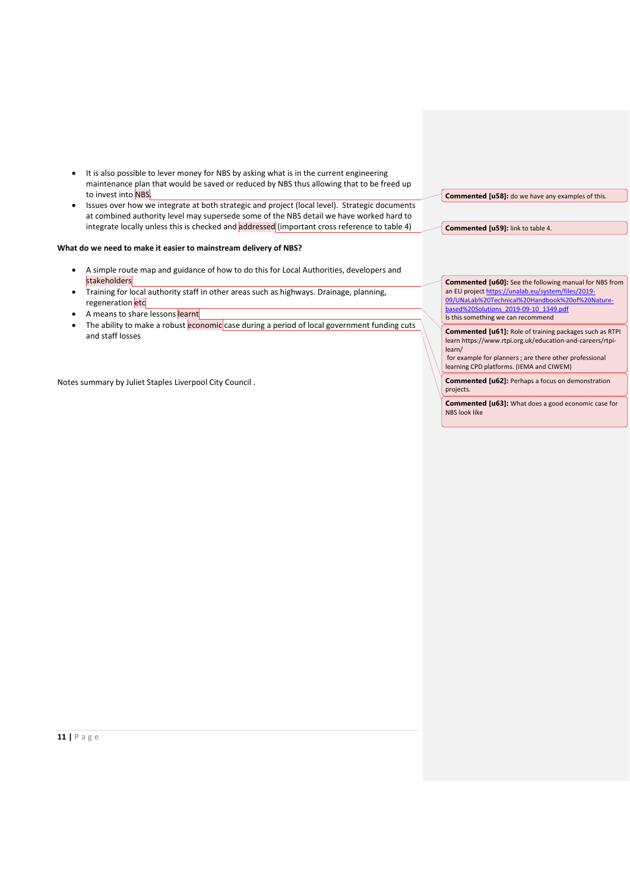- It is also possible to lever money for NBS by asking what is in the current engineering maintenance plan that would be saved or reduced by NBS thus allowing that to be freed up to invest into NBS.
- Issues over how we integrate at both strategic and project (local level). Strategic documents at combined authority level may supersede some of the NBS detail we have worked hard to integrate locally unless this is checked and addressed (important cross reference to table 4)

**What do we need to make it easier to mainstream delivery of NBS?**

- A simple route map and guidance of how to do this for Local Authorities, developers and stakeholders
- Training for local authority staff in other areas such as highways. Drainage, planning, regeneration etc
- A means to share lessons learnt
- The ability to make a robust economic case during a period of local government funding cuts and staff losses

Notes summary by Juliet Staples Liverpool City Council .

**Commented [u58]:** do we have any examples of this.

**Commented [u59]:** link to table 4.

**Commented [u60]:** See the following manual for NBS from an EU project https://unalab.eu/system/files/2019-09/UNaLab%20Technical%20Handbook%20of%20Nature-based%20Solutions_2019-09-10_1349.pdf
Is this something we can recommend

**Commented [u61]:** Role of training packages such as RTPI learn https://www.rtpi.org.uk/education-and-careers/rtpi-learn/
for example for planners ; are there other professional learning CPD platforms. (IEMA and CIWEM)

**Commented [u62]:** Perhaps a focus on demonstration projects.

**Commented [u63]:** What does a good economic case for NBS look like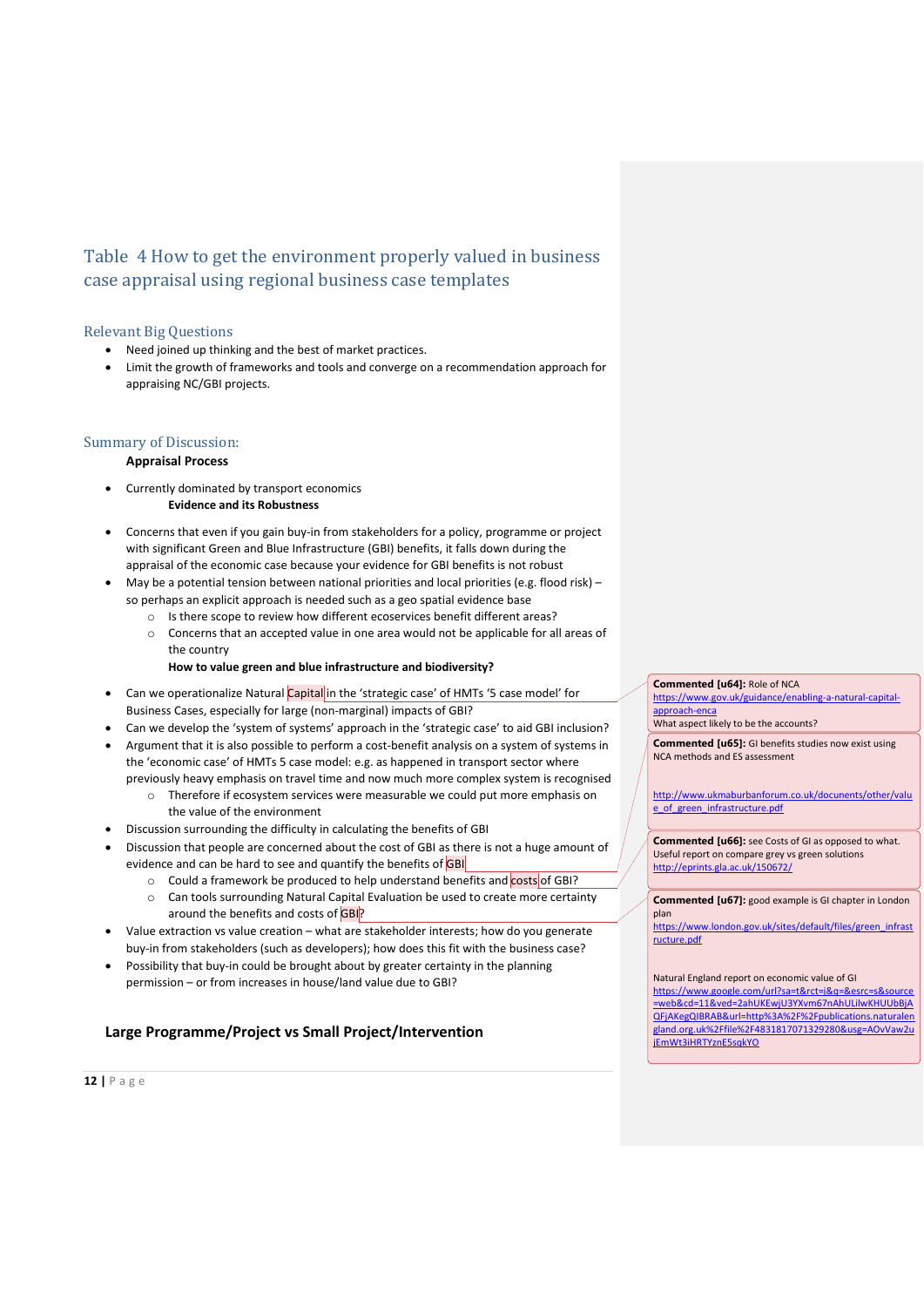## Table 4 How to get the environment properly valued in business case appraisal using regional business case templates

### Relevant Big Questions

- Need joined up thinking and the best of market practices.
- Limit the growth of frameworks and tools and converge on a recommendation approach for appraising NC/GBI projects.

### Summary of Discussion:

**Appraisal Process**

- Currently dominated by transport economics

**Evidence and its Robustness**

- Concerns that even if you gain buy-in from stakeholders for a policy, programme or project with significant Green and Blue Infrastructure (GBI) benefits, it falls down during the appraisal of the economic case because your evidence for GBI benefits is not robust
- May be a potential tension between national priorities and local priorities (e.g. flood risk) – so perhaps an explicit approach is needed such as a geo spatial evidence base
  - Is there scope to review how different ecoservices benefit different areas?
  - Concerns that an accepted value in one area would not be applicable for all areas of the country

**How to value green and blue infrastructure and biodiversity?**

- Can we operationalize Natural Capital in the 'strategic case' of HMTs '5 case model' for Business Cases, especially for large (non-marginal) impacts of GBI?
- Can we develop the 'system of systems' approach in the 'strategic case' to aid GBI inclusion?
- Argument that it is also possible to perform a cost-benefit analysis on a system of systems in the 'economic case' of HMTs 5 case model: e.g. as happened in transport sector where previously heavy emphasis on travel time and now much more complex system is recognised
  - Therefore if ecosystem services were measurable we could put more emphasis on the value of the environment
- Discussion surrounding the difficulty in calculating the benefits of GBI
- Discussion that people are concerned about the cost of GBI as there is not a huge amount of evidence and can be hard to see and quantify the benefits of GBI
  - Could a framework be produced to help understand benefits and costs of GBI?
  - Can tools surrounding Natural Capital Evaluation be used to create more certainty around the benefits and costs of GBI?
- Value extraction vs value creation – what are stakeholder interests; how do you generate buy-in from stakeholders (such as developers); how does this fit with the business case?
- Possibility that buy-in could be brought about by greater certainty in the planning permission – or from increases in house/land value due to GBI?

**Large Programme/Project vs Small Project/Intervention**

---

**Commented [u64]:** Role of NCA
https://www.gov.uk/guidance/enabling-a-natural-capital-approach-enca
What aspect likely to be the accounts?

**Commented [u65]:** GI benefits studies now exist using NCA methods and ES assessment

http://www.ukmaburbanforum.co.uk/documents/other/value_of_green_infrastructure.pdf

**Commented [u66]:** see Costs of GI as opposed to what. Useful report on compare grey vs green solutions
http://eprints.gla.ac.uk/150672/

**Commented [u67]:** good example is GI chapter in London plan
https://www.london.gov.uk/sites/default/files/green_infrastructure.pdf

Natural England report on economic value of GI
https://www.google.com/url?sa=t&rct=j&q=&esrc=s&source=web&cd=11&ved=2ahUKEwjU3YXvm67nAhULilwKHUUbBjAQFjAKegQIBRAB&url=http%3A%2F%2Fpublications.naturalengland.org.uk%2Ffile%2F4831817071329280&usg=AOvVaw2ujEmWt3iHRTYznE5sqkYO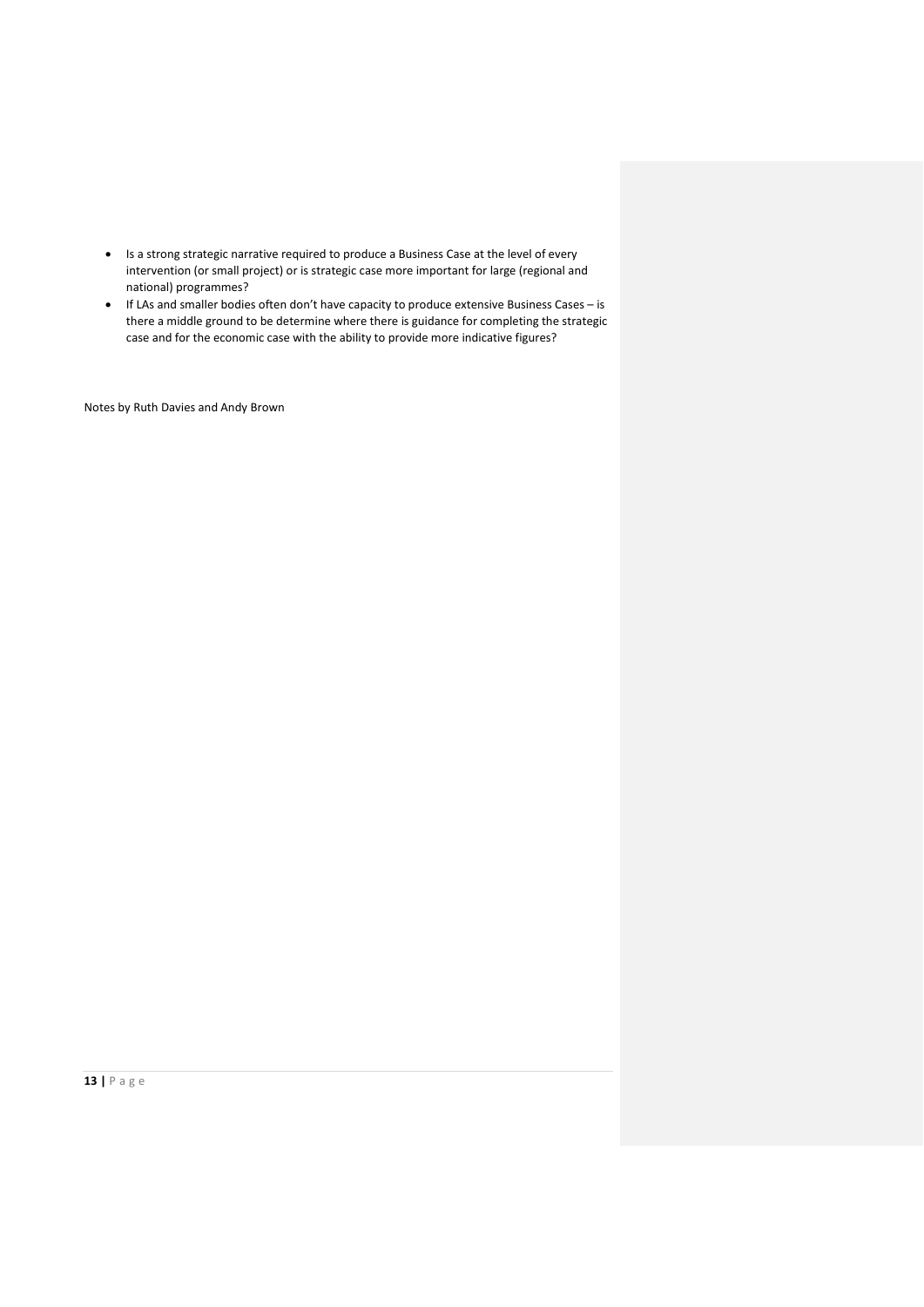- Is a strong strategic narrative required to produce a Business Case at the level of every intervention (or small project) or is strategic case more important for large (regional and national) programmes?
- If LAs and smaller bodies often don't have capacity to produce extensive Business Cases – is there a middle ground to be determine where there is guidance for completing the strategic case and for the economic case with the ability to provide more indicative figures?

Notes by Ruth Davies and Andy Brown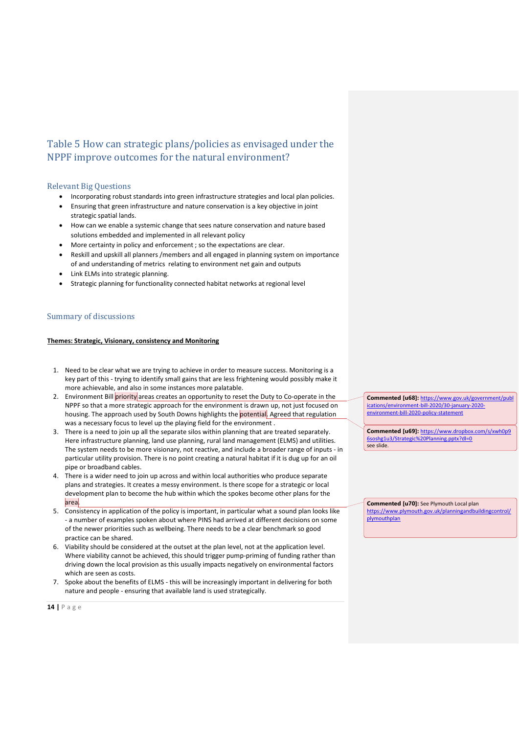## Table 5 How can strategic plans/policies as envisaged under the NPPF improve outcomes for the natural environment?

### Relevant Big Questions

- Incorporating robust standards into green infrastructure strategies and local plan policies.
- Ensuring that green infrastructure and nature conservation is a key objective in joint strategic spatial lands.
- How can we enable a systemic change that sees nature conservation and nature based solutions embedded and implemented in all relevant policy
- More certainty in policy and enforcement ; so the expectations are clear.
- Reskill and upskill all planners /members and all engaged in planning system on importance of and understanding of metrics relating to environment net gain and outputs
- Link ELMs into strategic planning.
- Strategic planning for functionality connected habitat networks at regional level

### Summary of discussions

**Themes: Strategic, Visionary, consistency and Monitoring**

1. Need to be clear what we are trying to achieve in order to measure success. Monitoring is a key part of this - trying to identify small gains that are less frightening would possibly make it more achievable, and also in some instances more palatable.
2. Environment Bill priority areas creates an opportunity to reset the Duty to Co-operate in the NPPF so that a more strategic approach for the environment is drawn up, not just focused on housing. The approach used by South Downs highlights the potential. Agreed that regulation was a necessary focus to level up the playing field for the environment .
3. There is a need to join up all the separate silos within planning that are treated separately. Here infrastructure planning, land use planning, rural land management (ELMS) and utilities. The system needs to be more visionary, not reactive, and include a broader range of inputs - in particular utility provision. There is no point creating a natural habitat if it is dug up for an oil pipe or broadband cables.
4. There is a wider need to join up across and within local authorities who produce separate plans and strategies. It creates a messy environment. Is there scope for a strategic or local development plan to become the hub within which the spokes become other plans for the area.
5. Consistency in application of the policy is important, in particular what a sound plan looks like - a number of examples spoken about where PINS had arrived at different decisions on some of the newer priorities such as wellbeing. There needs to be a clear benchmark so good practice can be shared.
6. Viability should be considered at the outset at the plan level, not at the application level. Where viability cannot be achieved, this should trigger pump-priming of funding rather than driving down the local provision as this usually impacts negatively on environmental factors which are seen as costs.
7. Spoke about the benefits of ELMS - this will be increasingly important in delivering for both nature and people - ensuring that available land is used strategically.

**Commented [u68]:** https://www.gov.uk/government/publications/environment-bill-2020/30-january-2020-environment-bill-2020-policy-statement

**Commented [u69]:** https://www.dropbox.com/s/xwh0p96soshg1u3/Strategic%20Planning.pptx?dl=0 see slide.

**Commented [u70]:** See Plymouth Local plan https://www.plymouth.gov.uk/planningandbuildingcontrol/plymouthplan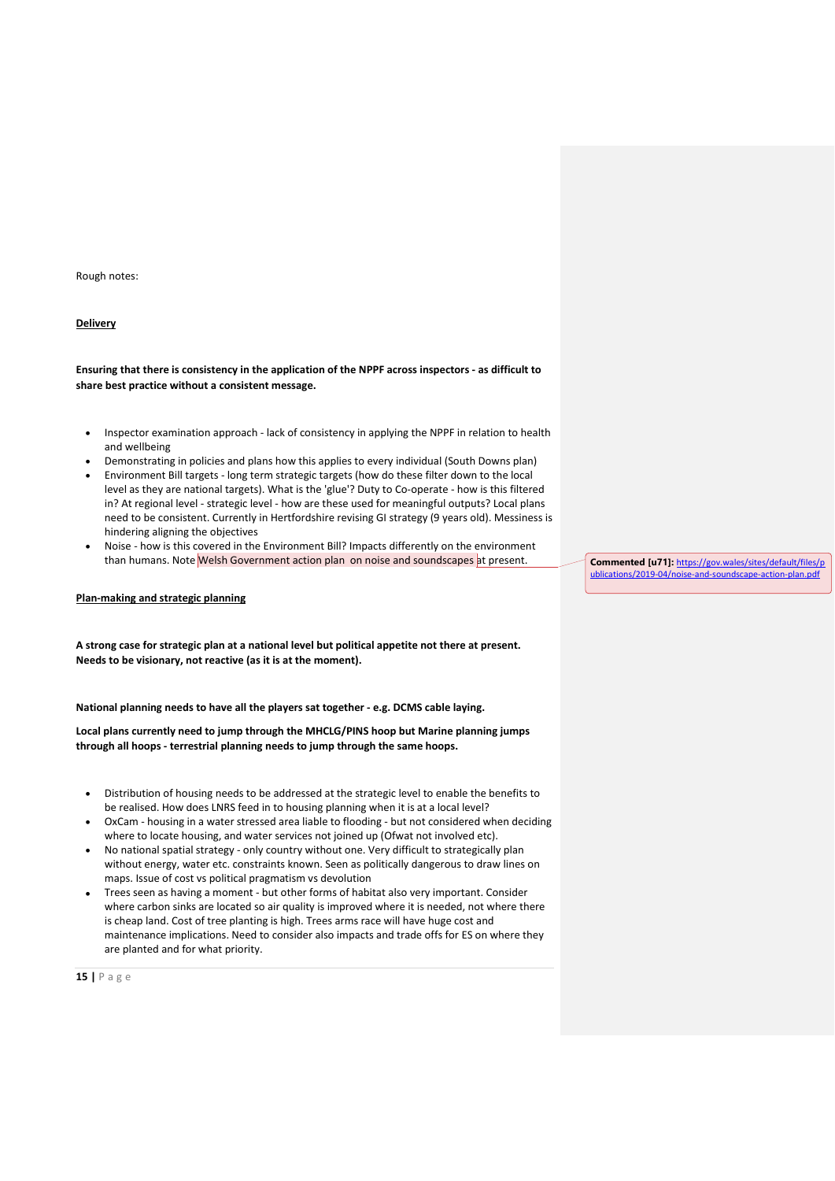Rough notes:

**Delivery**

**Ensuring that there is consistency in the application of the NPPF across inspectors - as difficult to share best practice without a consistent message.**

- Inspector examination approach - lack of consistency in applying the NPPF in relation to health and wellbeing
- Demonstrating in policies and plans how this applies to every individual (South Downs plan)
- Environment Bill targets - long term strategic targets (how do these filter down to the local level as they are national targets). What is the 'glue'? Duty to Co-operate - how is this filtered in? At regional level - strategic level - how are these used for meaningful outputs? Local plans need to be consistent. Currently in Hertfordshire revising GI strategy (9 years old). Messiness is hindering aligning the objectives
- Noise - how is this covered in the Environment Bill? Impacts differently on the environment than humans. Note Welsh Government action plan on noise and soundscapes at present.

**Commented [u71]:** https://gov.wales/sites/default/files/publications/2019-04/noise-and-soundscape-action-plan.pdf

**Plan-making and strategic planning**

**A strong case for strategic plan at a national level but political appetite not there at present. Needs to be visionary, not reactive (as it is at the moment).**

**National planning needs to have all the players sat together - e.g. DCMS cable laying.**

**Local plans currently need to jump through the MHCLG/PINS hoop but Marine planning jumps through all hoops - terrestrial planning needs to jump through the same hoops.**

- Distribution of housing needs to be addressed at the strategic level to enable the benefits to be realised. How does LNRS feed in to housing planning when it is at a local level?
- OxCam - housing in a water stressed area liable to flooding - but not considered when deciding where to locate housing, and water services not joined up (Ofwat not involved etc).
- No national spatial strategy - only country without one. Very difficult to strategically plan without energy, water etc. constraints known. Seen as politically dangerous to draw lines on maps. Issue of cost vs political pragmatism vs devolution
- Trees seen as having a moment - but other forms of habitat also very important. Consider where carbon sinks are located so air quality is improved where it is needed, not where there is cheap land. Cost of tree planting is high. Trees arms race will have huge cost and maintenance implications. Need to consider also impacts and trade offs for ES on where they are planted and for what priority.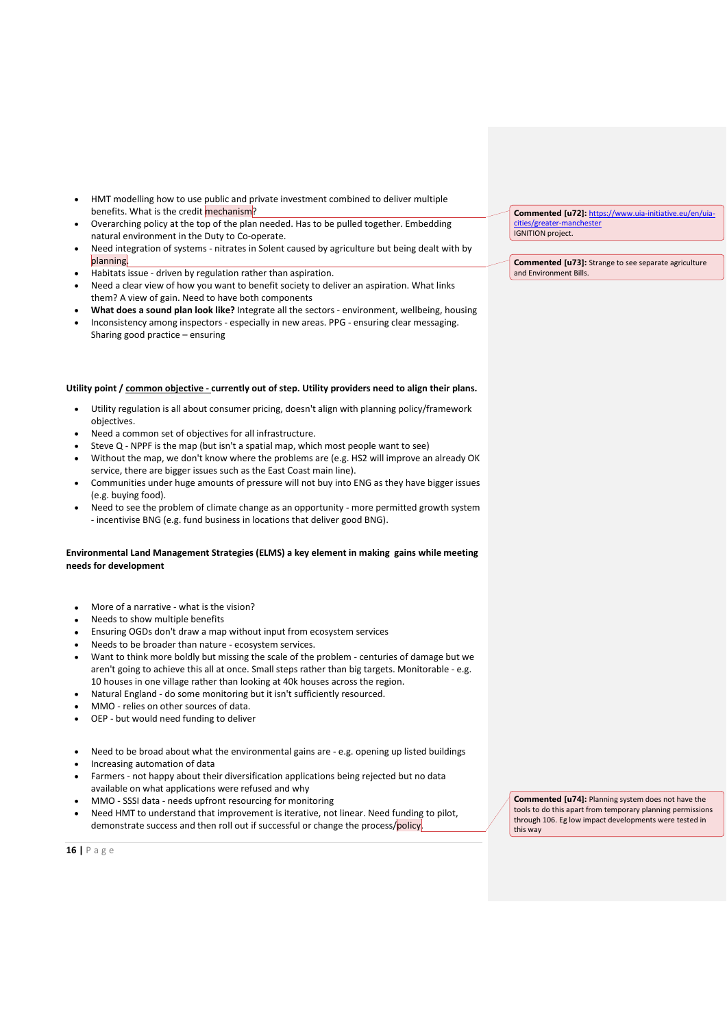- HMT modelling how to use public and private investment combined to deliver multiple benefits. What is the credit mechanism?
- Overarching policy at the top of the plan needed. Has to be pulled together. Embedding natural environment in the Duty to Co-operate.
- Need integration of systems - nitrates in Solent caused by agriculture but being dealt with by planning.
- Habitats issue - driven by regulation rather than aspiration.
- Need a clear view of how you want to benefit society to deliver an aspiration. What links them? A view of gain. Need to have both components
- **What does a sound plan look like?** Integrate all the sectors - environment, wellbeing, housing
- Inconsistency among inspectors - especially in new areas. PPG - ensuring clear messaging. Sharing good practice – ensuring

**Commented [u72]:** https://www.uia-initiative.eu/en/uia-cities/greater-manchester IGNITION project.

**Commented [u73]:** Strange to see separate agriculture and Environment Bills.

**Utility point / common objective - currently out of step. Utility providers need to align their plans.**

- Utility regulation is all about consumer pricing, doesn't align with planning policy/framework objectives.
- Need a common set of objectives for all infrastructure.
- Steve Q - NPPF is the map (but isn't a spatial map, which most people want to see)
- Without the map, we don't know where the problems are (e.g. HS2 will improve an already OK service, there are bigger issues such as the East Coast main line).
- Communities under huge amounts of pressure will not buy into ENG as they have bigger issues (e.g. buying food).
- Need to see the problem of climate change as an opportunity - more permitted growth system - incentivise BNG (e.g. fund business in locations that deliver good BNG).

**Environmental Land Management Strategies (ELMS) a key element in making gains while meeting needs for development**

- More of a narrative - what is the vision?
- Needs to show multiple benefits
- Ensuring OGDs don't draw a map without input from ecosystem services
- Needs to be broader than nature - ecosystem services.
- Want to think more boldly but missing the scale of the problem - centuries of damage but we aren't going to achieve this all at once. Small steps rather than big targets. Monitorable - e.g. 10 houses in one village rather than looking at 40k houses across the region.
- Natural England - do some monitoring but it isn't sufficiently resourced.
- MMO - relies on other sources of data.
- OEP - but would need funding to deliver

- Need to be broad about what the environmental gains are - e.g. opening up listed buildings
- Increasing automation of data
- Farmers - not happy about their diversification applications being rejected but no data available on what applications were refused and why
- MMO - SSSI data - needs upfront resourcing for monitoring
- Need HMT to understand that improvement is iterative, not linear. Need funding to pilot, demonstrate success and then roll out if successful or change the process/policy.

**Commented [u74]:** Planning system does not have the tools to do this apart from temporary planning permissions through 106. Eg low impact developments were tested in this way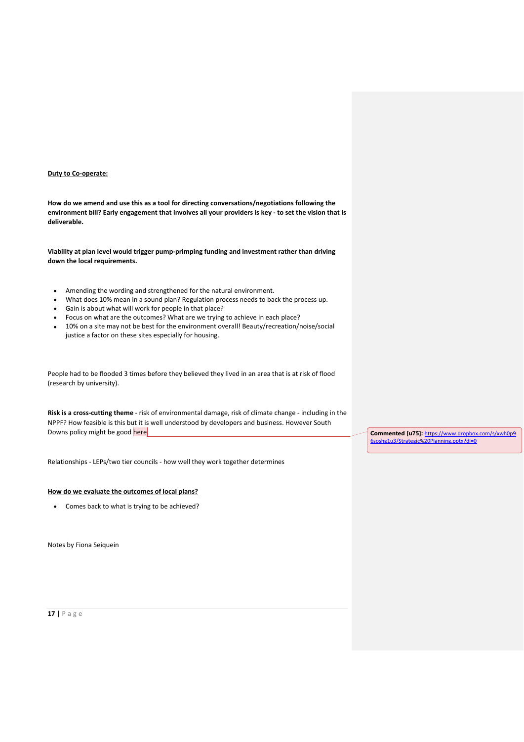**Duty to Co-operate:**

**How do we amend and use this as a tool for directing conversations/negotiations following the environment bill? Early engagement that involves all your providers is key - to set the vision that is deliverable.**

**Viability at plan level would trigger pump-primping funding and investment rather than driving down the local requirements.**

- Amending the wording and strengthened for the natural environment.
- What does 10% mean in a sound plan? Regulation process needs to back the process up.
- Gain is about what will work for people in that place?
- Focus on what are the outcomes? What are we trying to achieve in each place?
- 10% on a site may not be best for the environment overall! Beauty/recreation/noise/social justice a factor on these sites especially for housing.

People had to be flooded 3 times before they believed they lived in an area that is at risk of flood (research by university).

**Risk is a cross-cutting theme** - risk of environmental damage, risk of climate change - including in the NPPF? How feasible is this but it is well understood by developers and business. However South Downs policy might be good here.

**Commented [u75]:** https://www.dropbox.com/s/xwh0p96soshg1u3/Strategic%20Planning.pptx?dl=0

Relationships - LEPs/two tier councils - how well they work together determines

**How do we evaluate the outcomes of local plans?**

- Comes back to what is trying to be achieved?

Notes by Fiona Seiquein